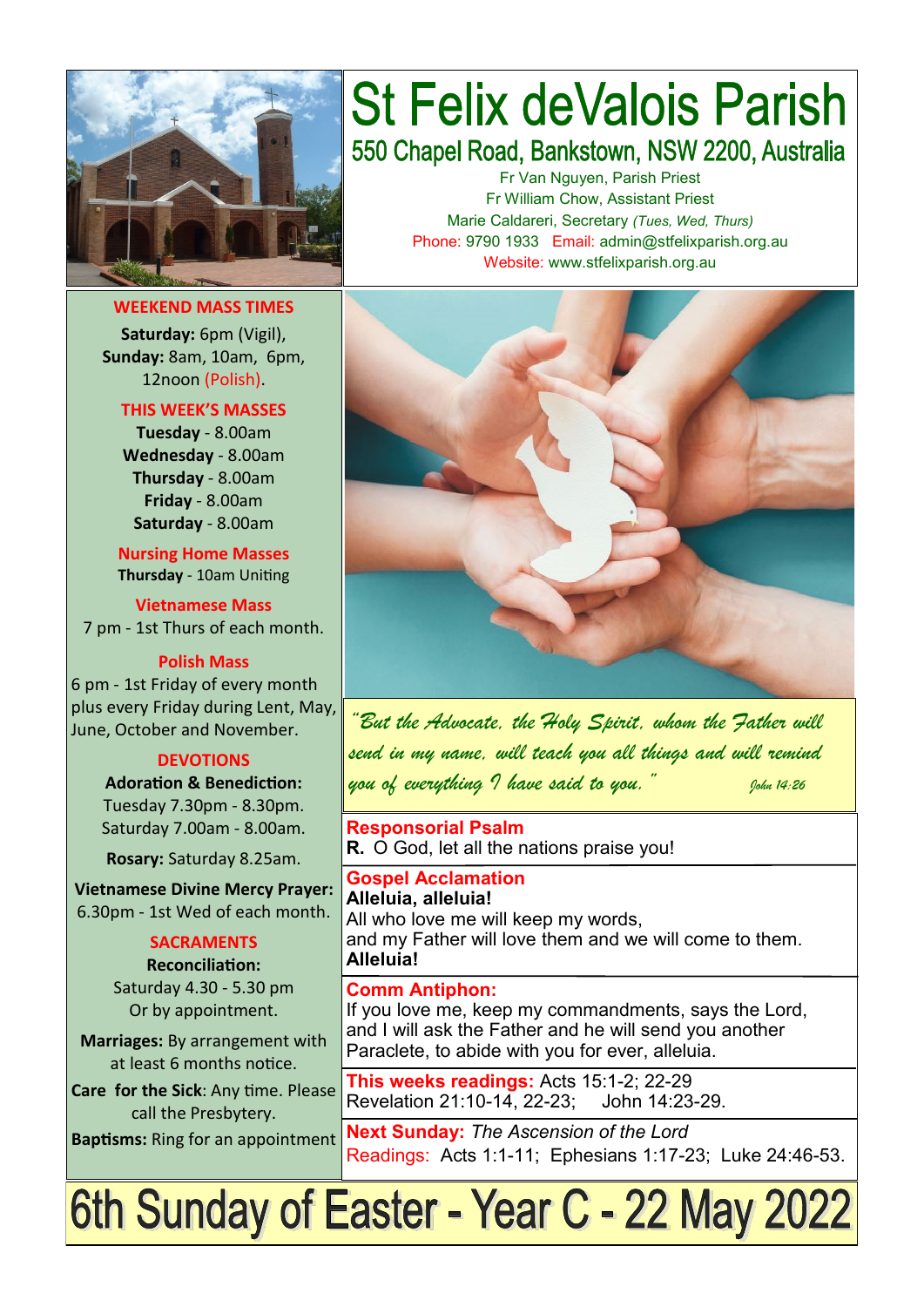# St Felix deValois Parish

## 550 Chapel Road, Bankstown, NSW 2200, Australia

Fr Van Nguyen, Parish Priest
Fr William Chow, Assistant Priest
Marie Caldareri, Secretary *(Tues, Wed, Thurs)*
Phone: 9790 1933   Email: admin@stfelixparish.org.au
Website: www.stfelixparish.org.au

### WEEKEND MASS TIMES

**Saturday:** 6pm (Vigil),
**Sunday:** 8am, 10am, 6pm,
12noon (Polish).

### THIS WEEK'S MASSES

**Tuesday** - 8.00am
**Wednesday** - 8.00am
**Thursday** - 8.00am
**Friday** - 8.00am
**Saturday** - 8.00am

### Nursing Home Masses

**Thursday** - 10am Uniting

### Vietnamese Mass

7 pm - 1st Thurs of each month.

### Polish Mass

6 pm - 1st Friday of every month plus every Friday during Lent, May, June, October and November.

### DEVOTIONS

**Adoration & Benediction:**
Tuesday 7.30pm - 8.30pm.
Saturday 7.00am - 8.00am.

**Rosary:** Saturday 8.25am.

**Vietnamese Divine Mercy Prayer:** 6.30pm - 1st Wed of each month.

### SACRAMENTS

**Reconciliation:**
Saturday 4.30 - 5.30 pm
Or by appointment.

**Marriages:** By arrangement with at least 6 months notice.

**Care for the Sick**: Any time. Please call the Presbytery.

**Baptisms:** Ring for an appointment

*"But the Advocate, the Holy Spirit, whom the Father will send in my name, will teach you all things and will remind you of everything I have said to you."* *John 14:26*

**Responsorial Psalm**
**R.** O God, let all the nations praise you!

**Gospel Acclamation**
**Alleluia, alleluia!**
All who love me will keep my words,
and my Father will love them and we will come to them.
**Alleluia!**

**Comm Antiphon:**
If you love me, keep my commandments, says the Lord, and I will ask the Father and he will send you another Paraclete, to abide with you for ever, alleluia.

**This weeks readings:** Acts 15:1-2; 22-29
Revelation 21:10-14, 22-23;    John 14:23-29.

**Next Sunday:** *The Ascension of the Lord*
Readings: Acts 1:1-11; Ephesians 1:17-23; Luke 24:46-53.

# 6th Sunday of Easter - Year C - 22 May 2022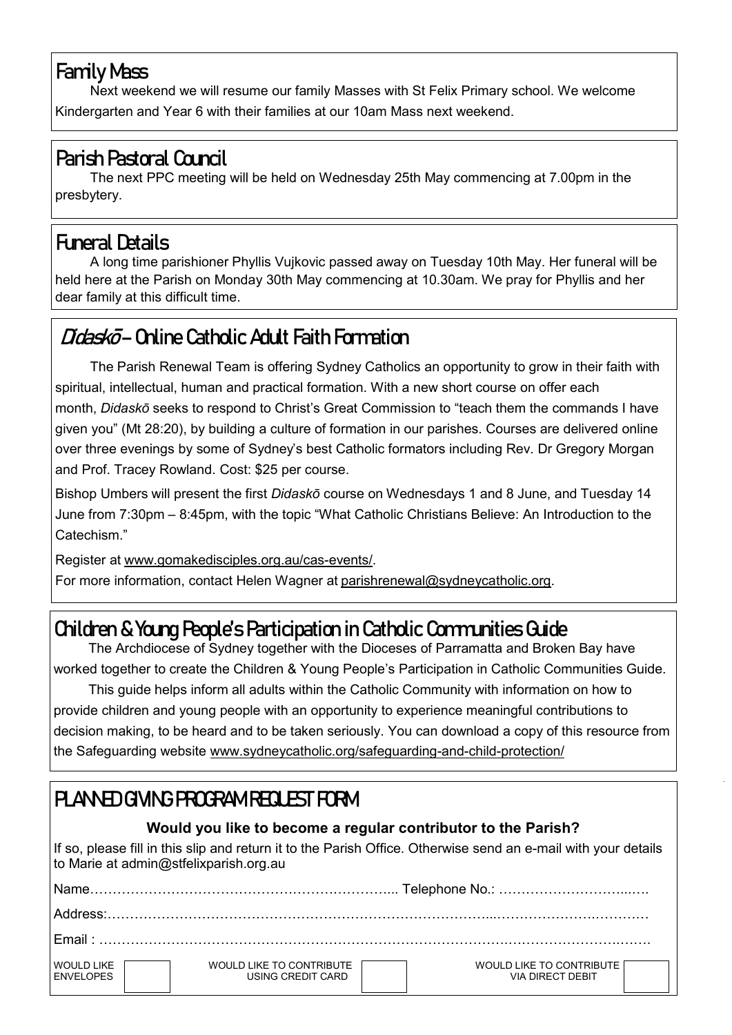## Family Mass

Next weekend we will resume our family Masses with St Felix Primary school. We welcome Kindergarten and Year 6 with their families at our 10am Mass next weekend.

## Parish Pastoral Council

The next PPC meeting will be held on Wednesday 25th May commencing at 7.00pm in the presbytery.

## Funeral Details

A long time parishioner Phyllis Vujkovic passed away on Tuesday 10th May. Her funeral will be held here at the Parish on Monday 30th May commencing at 10.30am. We pray for Phyllis and her dear family at this difficult time.

## *Didaskō* – Online Catholic Adult Faith Formation

The Parish Renewal Team is offering Sydney Catholics an opportunity to grow in their faith with spiritual, intellectual, human and practical formation. With a new short course on offer each month, *Didaskō* seeks to respond to Christ's Great Commission to "teach them the commands I have given you" (Mt 28:20), by building a culture of formation in our parishes. Courses are delivered online over three evenings by some of Sydney's best Catholic formators including Rev. Dr Gregory Morgan and Prof. Tracey Rowland. Cost: $25 per course.

Bishop Umbers will present the first *Didaskō* course on Wednesdays 1 and 8 June, and Tuesday 14 June from 7:30pm – 8:45pm, with the topic "What Catholic Christians Believe: An Introduction to the Catechism."

Register at www.gomakedisciples.org.au/cas-events/.

For more information, contact Helen Wagner at parishrenewal@sydneycatholic.org.

## Children & Young People's Participation in Catholic Communities Guide

The Archdiocese of Sydney together with the Dioceses of Parramatta and Broken Bay have worked together to create the Children & Young People's Participation in Catholic Communities Guide.

This guide helps inform all adults within the Catholic Community with information on how to provide children and young people with an opportunity to experience meaningful contributions to decision making, to be heard and to be taken seriously. You can download a copy of this resource from the Safeguarding website www.sydneycatholic.org/safeguarding-and-child-protection/

## PLANNED GIVING PROGRAM REQUEST FORM

**Would you like to become a regular contributor to the Parish?**

If so, please fill in this slip and return it to the Parish Office. Otherwise send an e-mail with your details to Marie at admin@stfelixparish.org.au

Name………………………………………………………….. Telephone No.: …………………………..….

Address:……………………………………………………………………………...………………….…………

Email : ……………………………………………………………………………………………………………

WOULD LIKE ENVELOPES ☐ WOULD LIKE TO CONTRIBUTE USING CREDIT CARD ☐ WOULD LIKE TO CONTRIBUTE VIA DIRECT DEBIT ☐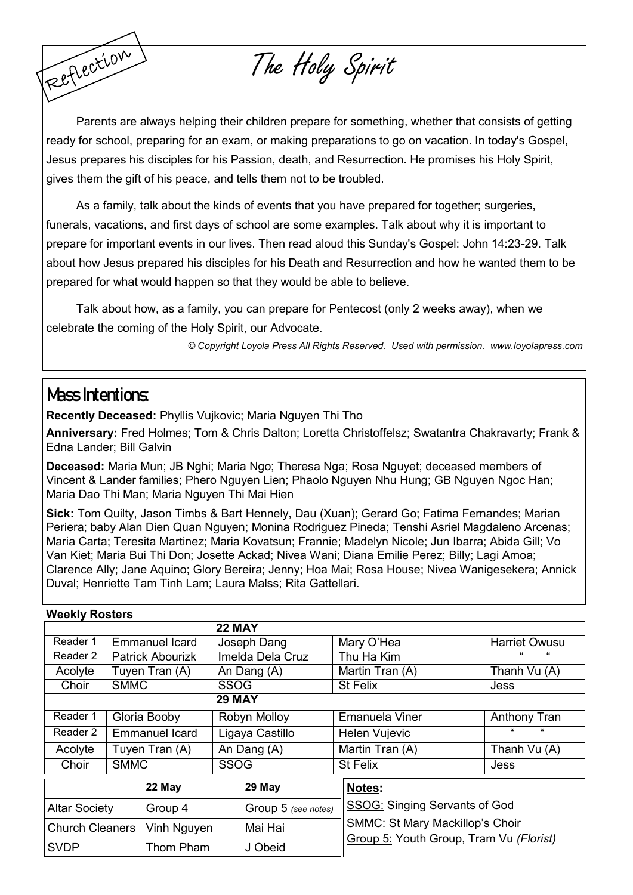Reflection

# The Holy Spirit

Parents are always helping their children prepare for something, whether that consists of getting ready for school, preparing for an exam, or making preparations to go on vacation. In today's Gospel, Jesus prepares his disciples for his Passion, death, and Resurrection. He promises his Holy Spirit, gives them the gift of his peace, and tells them not to be troubled.

As a family, talk about the kinds of events that you have prepared for together; surgeries, funerals, vacations, and first days of school are some examples. Talk about why it is important to prepare for important events in our lives. Then read aloud this Sunday's Gospel: John 14:23-29. Talk about how Jesus prepared his disciples for his Death and Resurrection and how he wanted them to be prepared for what would happen so that they would be able to believe.

Talk about how, as a family, you can prepare for Pentecost (only 2 weeks away), when we celebrate the coming of the Holy Spirit, our Advocate.

*© Copyright Loyola Press All Rights Reserved. Used with permission. www.loyolapress.com*

## Mass Intentions:

**Recently Deceased:** Phyllis Vujkovic; Maria Nguyen Thi Tho

**Anniversary:** Fred Holmes; Tom & Chris Dalton; Loretta Christoffelsz; Swatantra Chakravarty; Frank & Edna Lander; Bill Galvin

**Deceased:** Maria Mun; JB Nghi; Maria Ngo; Theresa Nga; Rosa Nguyet; deceased members of Vincent & Lander families; Phero Nguyen Lien; Phaolo Nguyen Nhu Hung; GB Nguyen Ngoc Han; Maria Dao Thi Man; Maria Nguyen Thi Mai Hien

**Sick:** Tom Quilty, Jason Timbs & Bart Hennely, Dau (Xuan); Gerard Go; Fatima Fernandes; Marian Periera; baby Alan Dien Quan Nguyen; Monina Rodriguez Pineda; Tenshi Asriel Magdaleno Arcenas; Maria Carta; Teresita Martinez; Maria Kovatsun; Frannie; Madelyn Nicole; Jun Ibarra; Abida Gill; Vo Van Kiet; Maria Bui Thi Don; Josette Ackad; Nivea Wani; Diana Emilie Perez; Billy; Lagi Amoa; Clarence Ally; Jane Aquino; Glory Bereira; Jenny; Hoa Mai; Rosa House; Nivea Wanigesekera; Annick Duval; Henriette Tam Tinh Lam; Laura Malss; Rita Gattellari.

**Weekly Rosters**

| | | **22 MAY** | | |
|---|---|---|---|---|
| Reader 1 | Emmanuel Icard | Joseph Dang | Mary O'Hea | Harriet Owusu |
| Reader 2 | Patrick Abourizk | Imelda Dela Cruz | Thu Ha Kim | " " |
| Acolyte | Tuyen Tran (A) | An Dang (A) | Martin Tran (A) | Thanh Vu (A) |
| Choir | SMMC | SSOG | St Felix | Jess |
| | | **29 MAY** | | |
| Reader 1 | Gloria Booby | Robyn Molloy | Emanuela Viner | Anthony Tran |
| Reader 2 | Emmanuel Icard | Ligaya Castillo | Helen Vujevic | " " |
| Acolyte | Tuyen Tran (A) | An Dang (A) | Martin Tran (A) | Thanh Vu (A) |
| Choir | SMMC | SSOG | St Felix | Jess |

| | 22 May | 29 May |
|---|---|---|
| Altar Society | Group 4 | Group 5 *(see notes)* |
| Church Cleaners | Vinh Nguyen | Mai Hai |
| SVDP | Thom Pham | J Obeid |

**Notes:**

SSOG: Singing Servants of God

SMMC: St Mary Mackillop's Choir

Group 5: Youth Group, Tram Vu *(Florist)*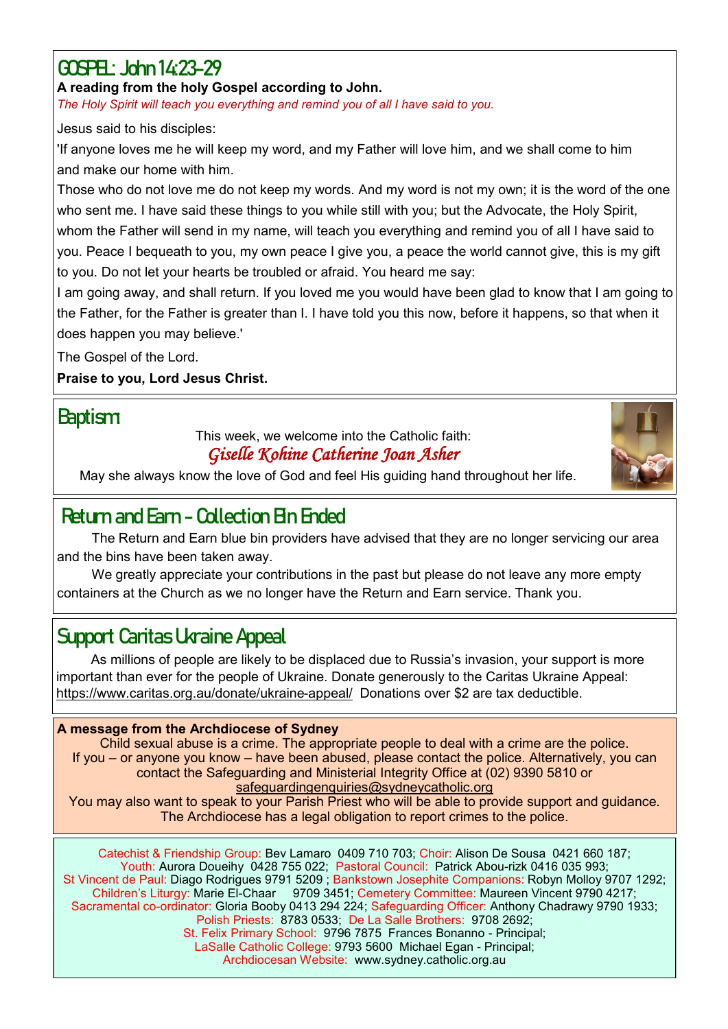## GOSPEL: John 14:23-29

**A reading from the holy Gospel according to John.**

*The Holy Spirit will teach you everything and remind you of all I have said to you.*

Jesus said to his disciples:

'If anyone loves me he will keep my word, and my Father will love him, and we shall come to him and make our home with him.

Those who do not love me do not keep my words. And my word is not my own; it is the word of the one who sent me. I have said these things to you while still with you; but the Advocate, the Holy Spirit, whom the Father will send in my name, will teach you everything and remind you of all I have said to you. Peace I bequeath to you, my own peace I give you, a peace the world cannot give, this is my gift to you. Do not let your hearts be troubled or afraid. You heard me say:

I am going away, and shall return. If you loved me you would have been glad to know that I am going to the Father, for the Father is greater than I. I have told you this now, before it happens, so that when it does happen you may believe.'

The Gospel of the Lord.

**Praise to you, Lord Jesus Christ.**

## Baptism:

This week, we welcome into the Catholic faith:

*Giselle Kohine Catherine Joan Asher*

May she always know the love of God and feel His guiding hand throughout her life.

## Return and Earn - Collection Bin Ended

The Return and Earn blue bin providers have advised that they are no longer servicing our area and the bins have been taken away.

We greatly appreciate your contributions in the past but please do not leave any more empty containers at the Church as we no longer have the Return and Earn service. Thank you.

## Support Caritas Ukraine Appeal

As millions of people are likely to be displaced due to Russia's invasion, your support is more important than ever for the people of Ukraine. Donate generously to the Caritas Ukraine Appeal: https://www.caritas.org.au/donate/ukraine-appeal/ Donations over $2 are tax deductible.

**A message from the Archdiocese of Sydney**

Child sexual abuse is a crime. The appropriate people to deal with a crime are the police. If you – or anyone you know – have been abused, please contact the police. Alternatively, you can contact the Safeguarding and Ministerial Integrity Office at (02) 9390 5810 or safeguardingenquiries@sydneycatholic.org

You may also want to speak to your Parish Priest who will be able to provide support and guidance. The Archdiocese has a legal obligation to report crimes to the police.

Catechist & Friendship Group: Bev Lamaro 0409 710 703; Choir: Alison De Sousa 0421 660 187;
Youth: Aurora Doueihy 0428 755 022; Pastoral Council: Patrick Abou-rizk 0416 035 993;
St Vincent de Paul: Diago Rodrigues 9791 5209 ; Bankstown Josephite Companions: Robyn Molloy 9707 1292;
Children's Liturgy: Marie El-Chaar 9709 3451; Cemetery Committee: Maureen Vincent 9790 4217;
Sacramental co-ordinator: Gloria Booby 0413 294 224; Safeguarding Officer: Anthony Chadrawy 9790 1933;
Polish Priests: 8783 0533; De La Salle Brothers: 9708 2692;
St. Felix Primary School: 9796 7875 Frances Bonanno - Principal;
LaSalle Catholic College: 9793 5600 Michael Egan - Principal;
Archdiocesan Website: www.sydney.catholic.org.au